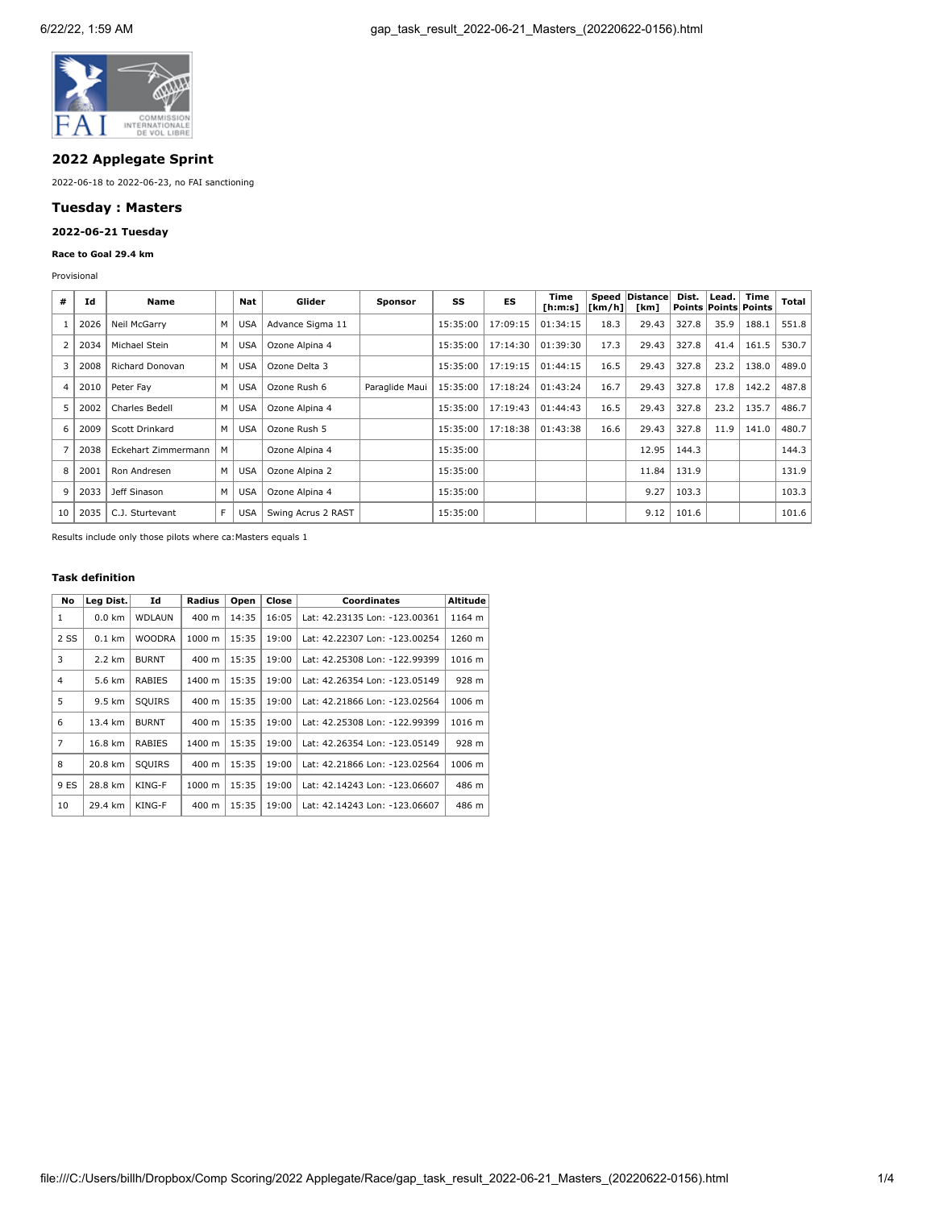## 2022 Applegate Sprint

2022-06-18 to 2022-06-23, no FAI sanctioning

### Tuesday : Masters

#### 2022-06-21 Tuesday

**Race to Goal 29.4 km**

Provisional

| # | Id | Name | | Nat | Glider | Sponsor | SS | ES | Time [h:m:s] | Speed [km/h] | Distance [km] | Dist. Points | Lead. Points | Time Points | Total |
|---|---|---|---|---|---|---|---|---|---|---|---|---|---|---|---|
| 1 | 2026 | Neil McGarry | M | USA | Advance Sigma 11 | | 15:35:00 | 17:09:15 | 01:34:15 | 18.3 | 29.43 | 327.8 | 35.9 | 188.1 | 551.8 |
| 2 | 2034 | Michael Stein | M | USA | Ozone Alpina 4 | | 15:35:00 | 17:14:30 | 01:39:30 | 17.3 | 29.43 | 327.8 | 41.4 | 161.5 | 530.7 |
| 3 | 2008 | Richard Donovan | M | USA | Ozone Delta 3 | | 15:35:00 | 17:19:15 | 01:44:15 | 16.5 | 29.43 | 327.8 | 23.2 | 138.0 | 489.0 |
| 4 | 2010 | Peter Fay | M | USA | Ozone Rush 6 | Paraglide Maui | 15:35:00 | 17:18:24 | 01:43:24 | 16.7 | 29.43 | 327.8 | 17.8 | 142.2 | 487.8 |
| 5 | 2002 | Charles Bedell | M | USA | Ozone Alpina 4 | | 15:35:00 | 17:19:43 | 01:44:43 | 16.5 | 29.43 | 327.8 | 23.2 | 135.7 | 486.7 |
| 6 | 2009 | Scott Drinkard | M | USA | Ozone Rush 5 | | 15:35:00 | 17:18:38 | 01:43:38 | 16.6 | 29.43 | 327.8 | 11.9 | 141.0 | 480.7 |
| 7 | 2038 | Eckehart Zimmermann | M | | Ozone Alpina 4 | | 15:35:00 | | | | 12.95 | 144.3 | | | 144.3 |
| 8 | 2001 | Ron Andresen | M | USA | Ozone Alpina 2 | | 15:35:00 | | | | 11.84 | 131.9 | | | 131.9 |
| 9 | 2033 | Jeff Sinason | M | USA | Ozone Alpina 4 | | 15:35:00 | | | | 9.27 | 103.3 | | | 103.3 |
| 10 | 2035 | C.J. Sturtevant | F | USA | Swing Acrus 2 RAST | | 15:35:00 | | | | 9.12 | 101.6 | | | 101.6 |

Results include only those pilots where ca:Masters equals 1

#### Task definition

| No | Leg Dist. | Id | Radius | Open | Close | Coordinates | Altitude |
|---|---|---|---|---|---|---|---|
| 1 | 0.0 km | WDLAUN | 400 m | 14:35 | 16:05 | Lat: 42.23135 Lon: -123.00361 | 1164 m |
| 2 SS | 0.1 km | WOODRA | 1000 m | 15:35 | 19:00 | Lat: 42.22307 Lon: -123.00254 | 1260 m |
| 3 | 2.2 km | BURNT | 400 m | 15:35 | 19:00 | Lat: 42.25308 Lon: -122.99399 | 1016 m |
| 4 | 5.6 km | RABIES | 1400 m | 15:35 | 19:00 | Lat: 42.26354 Lon: -123.05149 | 928 m |
| 5 | 9.5 km | SQUIRS | 400 m | 15:35 | 19:00 | Lat: 42.21866 Lon: -123.02564 | 1006 m |
| 6 | 13.4 km | BURNT | 400 m | 15:35 | 19:00 | Lat: 42.25308 Lon: -122.99399 | 1016 m |
| 7 | 16.8 km | RABIES | 1400 m | 15:35 | 19:00 | Lat: 42.26354 Lon: -123.05149 | 928 m |
| 8 | 20.8 km | SQUIRS | 400 m | 15:35 | 19:00 | Lat: 42.21866 Lon: -123.02564 | 1006 m |
| 9 ES | 28.8 km | KING-F | 1000 m | 15:35 | 19:00 | Lat: 42.14243 Lon: -123.06607 | 486 m |
| 10 | 29.4 km | KING-F | 400 m | 15:35 | 19:00 | Lat: 42.14243 Lon: -123.06607 | 486 m |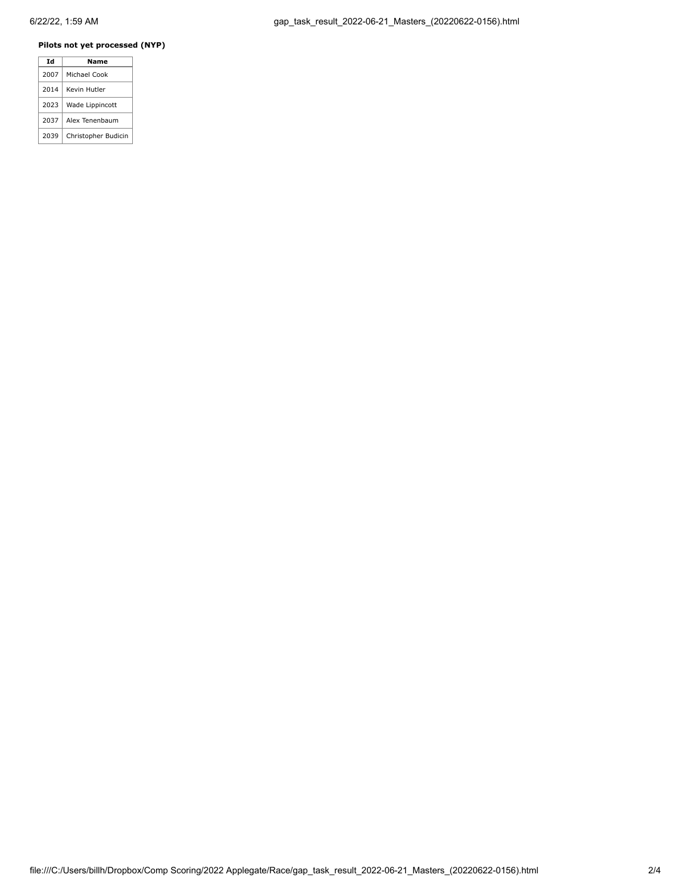**Pilots not yet processed (NYP)**

| Id | Name |
| --- | --- |
| 2007 | Michael Cook |
| 2014 | Kevin Hutler |
| 2023 | Wade Lippincott |
| 2037 | Alex Tenenbaum |
| 2039 | Christopher Budicin |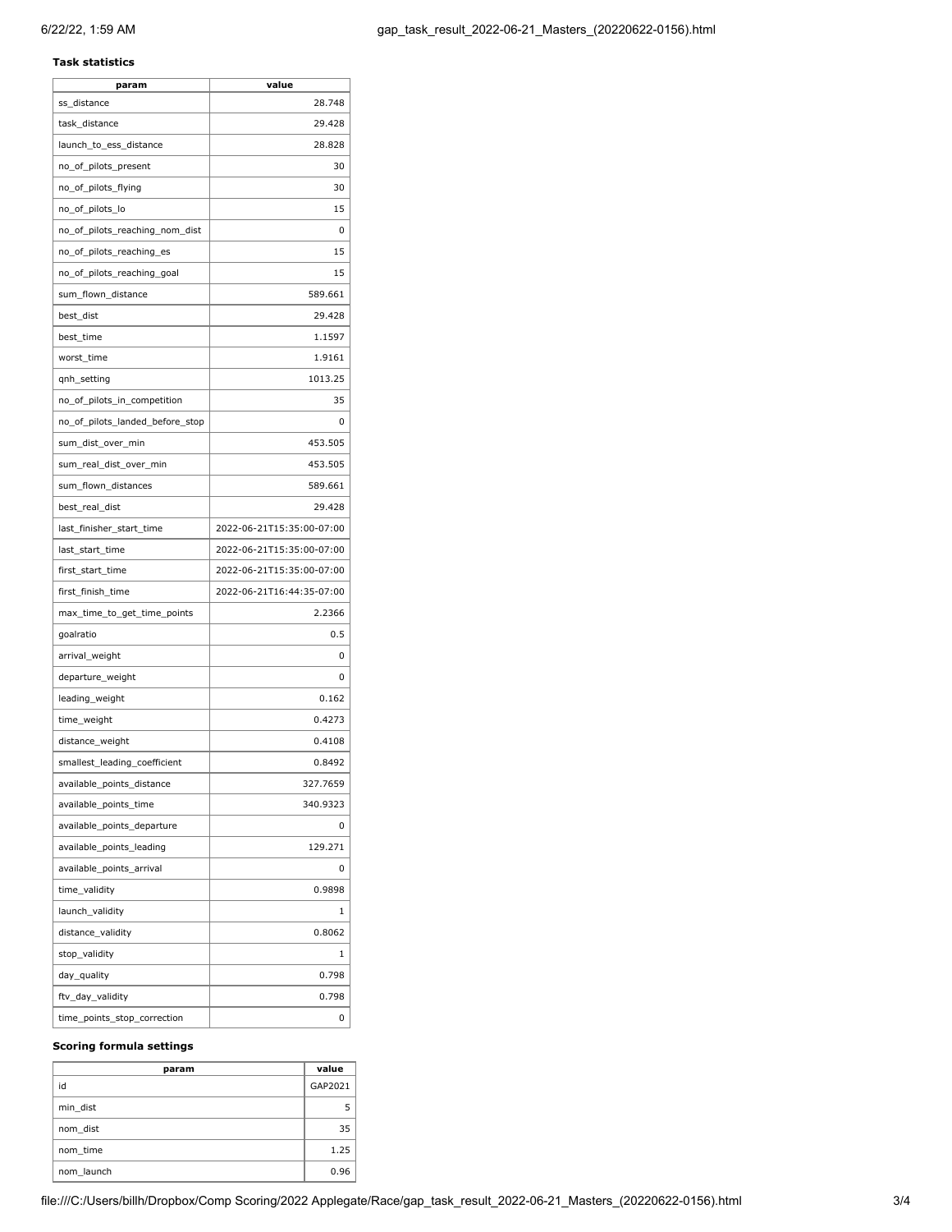**Task statistics**

| param | value |
| --- | --- |
| ss_distance | 28.748 |
| task_distance | 29.428 |
| launch_to_ess_distance | 28.828 |
| no_of_pilots_present | 30 |
| no_of_pilots_flying | 30 |
| no_of_pilots_lo | 15 |
| no_of_pilots_reaching_nom_dist | 0 |
| no_of_pilots_reaching_es | 15 |
| no_of_pilots_reaching_goal | 15 |
| sum_flown_distance | 589.661 |
| best_dist | 29.428 |
| best_time | 1.1597 |
| worst_time | 1.9161 |
| qnh_setting | 1013.25 |
| no_of_pilots_in_competition | 35 |
| no_of_pilots_landed_before_stop | 0 |
| sum_dist_over_min | 453.505 |
| sum_real_dist_over_min | 453.505 |
| sum_flown_distances | 589.661 |
| best_real_dist | 29.428 |
| last_finisher_start_time | 2022-06-21T15:35:00-07:00 |
| last_start_time | 2022-06-21T15:35:00-07:00 |
| first_start_time | 2022-06-21T15:35:00-07:00 |
| first_finish_time | 2022-06-21T16:44:35-07:00 |
| max_time_to_get_time_points | 2.2366 |
| goalratio | 0.5 |
| arrival_weight | 0 |
| departure_weight | 0 |
| leading_weight | 0.162 |
| time_weight | 0.4273 |
| distance_weight | 0.4108 |
| smallest_leading_coefficient | 0.8492 |
| available_points_distance | 327.7659 |
| available_points_time | 340.9323 |
| available_points_departure | 0 |
| available_points_leading | 129.271 |
| available_points_arrival | 0 |
| time_validity | 0.9898 |
| launch_validity | 1 |
| distance_validity | 0.8062 |
| stop_validity | 1 |
| day_quality | 0.798 |
| ftv_day_validity | 0.798 |
| time_points_stop_correction | 0 |

**Scoring formula settings**

| param | value |
| --- | --- |
| id | GAP2021 |
| min_dist | 5 |
| nom_dist | 35 |
| nom_time | 1.25 |
| nom_launch | 0.96 |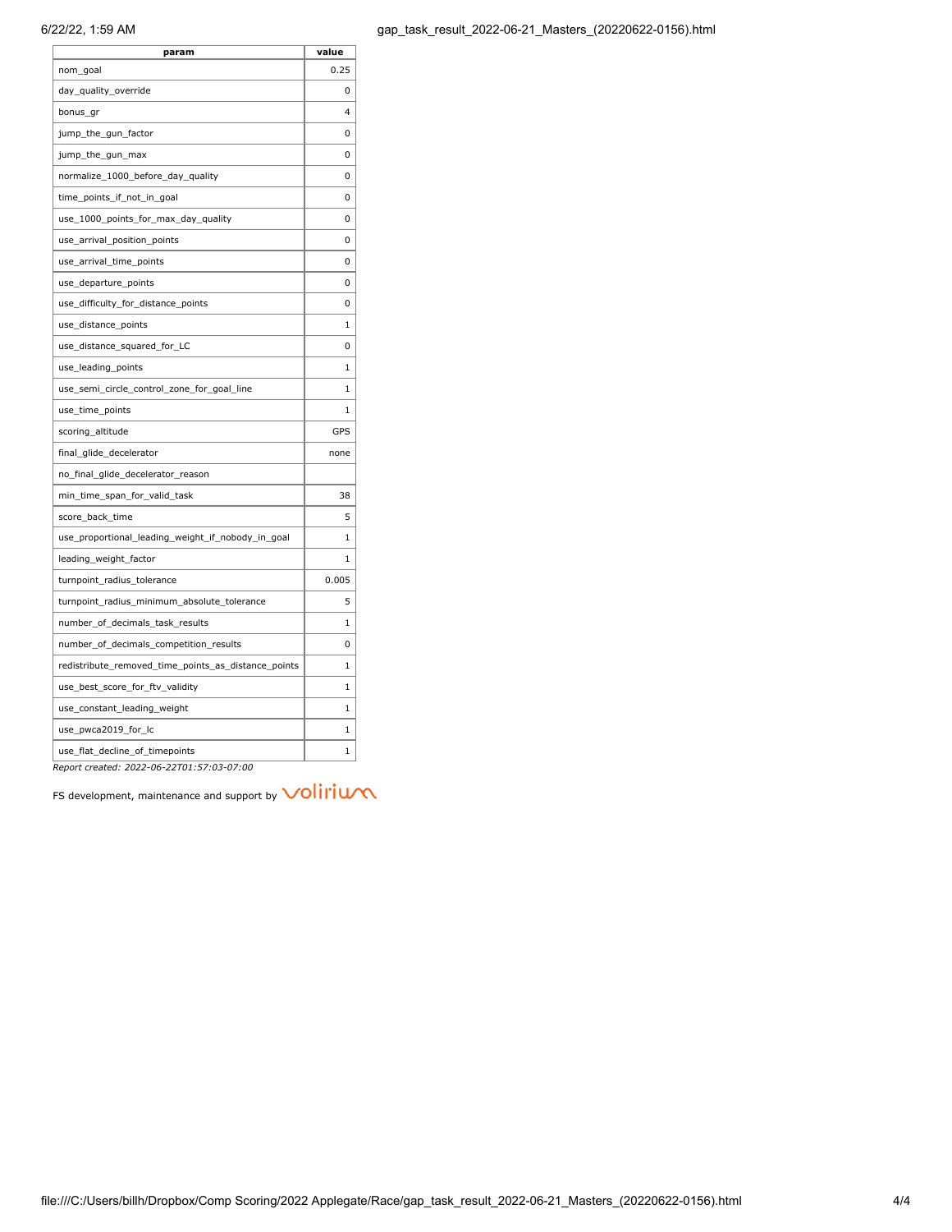| param | value |
|---|---|
| nom_goal | 0.25 |
| day_quality_override | 0 |
| bonus_gr | 4 |
| jump_the_gun_factor | 0 |
| jump_the_gun_max | 0 |
| normalize_1000_before_day_quality | 0 |
| time_points_if_not_in_goal | 0 |
| use_1000_points_for_max_day_quality | 0 |
| use_arrival_position_points | 0 |
| use_arrival_time_points | 0 |
| use_departure_points | 0 |
| use_difficulty_for_distance_points | 0 |
| use_distance_points | 1 |
| use_distance_squared_for_LC | 0 |
| use_leading_points | 1 |
| use_semi_circle_control_zone_for_goal_line | 1 |
| use_time_points | 1 |
| scoring_altitude | GPS |
| final_glide_decelerator | none |
| no_final_glide_decelerator_reason | |
| min_time_span_for_valid_task | 38 |
| score_back_time | 5 |
| use_proportional_leading_weight_if_nobody_in_goal | 1 |
| leading_weight_factor | 1 |
| turnpoint_radius_tolerance | 0.005 |
| turnpoint_radius_minimum_absolute_tolerance | 5 |
| number_of_decimals_task_results | 1 |
| number_of_decimals_competition_results | 0 |
| redistribute_removed_time_points_as_distance_points | 1 |
| use_best_score_for_ftv_validity | 1 |
| use_constant_leading_weight | 1 |
| use_pwca2019_for_lc | 1 |
| use_flat_decline_of_timepoints | 1 |

*Report created: 2022-06-22T01:57:03-07:00*

FS development, maintenance and support by volirium